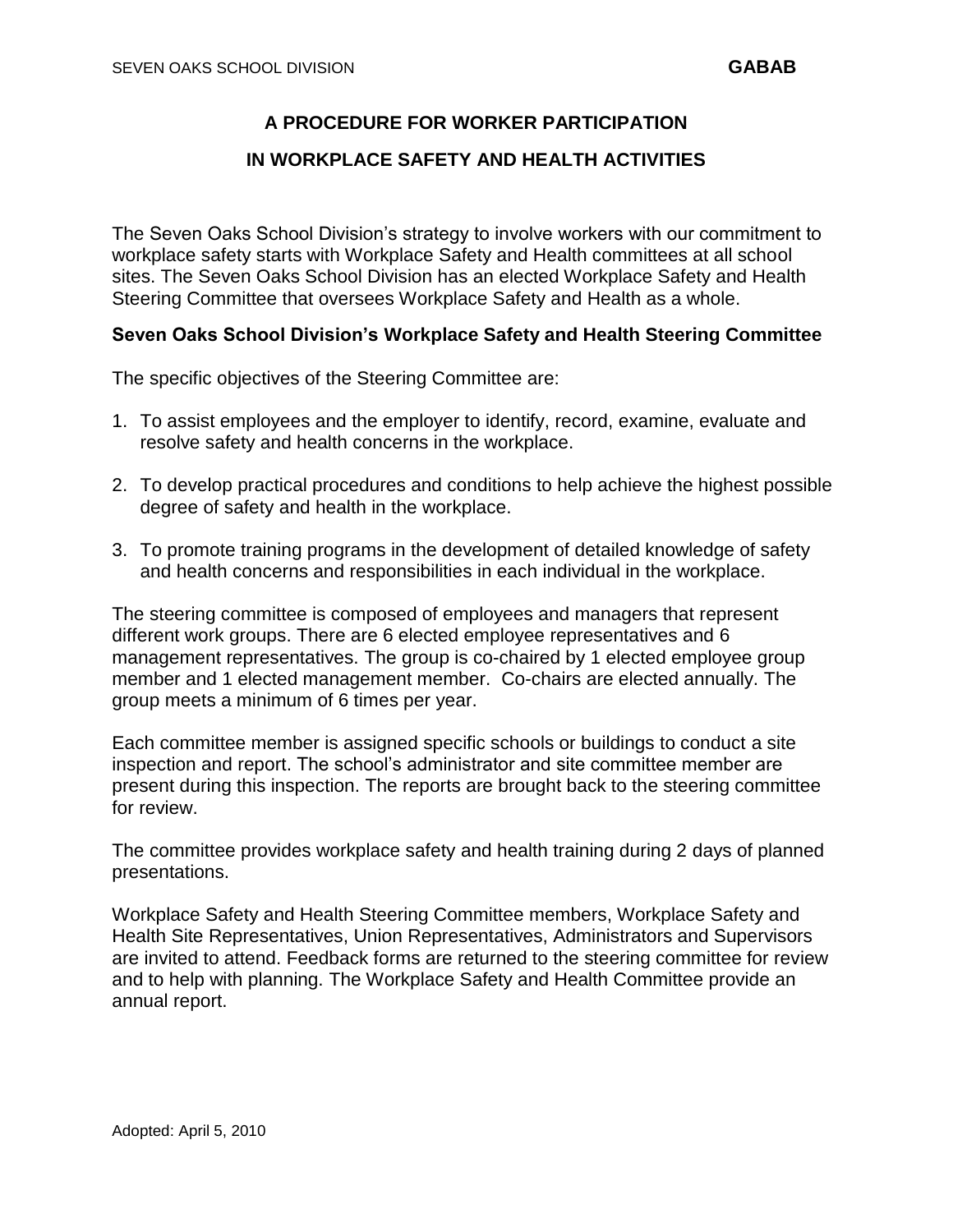# A PROCEDURE FOR WORKER PARTICIPATION

# IN WORKPLACE SAFETY AND HEALTH ACTIVITIES

The Seven Oaks School Division's strategy to involve workers with our commitment to workplace safety starts with Workplace Safety and Health committees at all school sites. The Seven Oaks School Division has an elected Workplace Safety and Health Steering Committee that oversees Workplace Safety and Health as a whole.

## Seven Oaks School Division's Workplace Safety and Health Steering Committee

The specific objectives of the Steering Committee are:

1. To assist employees and the employer to identify, record, examine, evaluate and resolve safety and health concerns in the workplace.

2. To develop practical procedures and conditions to help achieve the highest possible degree of safety and health in the workplace.

3. To promote training programs in the development of detailed knowledge of safety and health concerns and responsibilities in each individual in the workplace.

The steering committee is composed of employees and managers that represent different work groups. There are 6 elected employee representatives and 6 management representatives. The group is co-chaired by 1 elected employee group member and 1 elected management member. Co-chairs are elected annually. The group meets a minimum of 6 times per year.

Each committee member is assigned specific schools or buildings to conduct a site inspection and report. The school's administrator and site committee member are present during this inspection. The reports are brought back to the steering committee for review.

The committee provides workplace safety and health training during 2 days of planned presentations.

Workplace Safety and Health Steering Committee members, Workplace Safety and Health Site Representatives, Union Representatives, Administrators and Supervisors are invited to attend. Feedback forms are returned to the steering committee for review and to help with planning. The Workplace Safety and Health Committee provide an annual report.

Adopted: April 5, 2010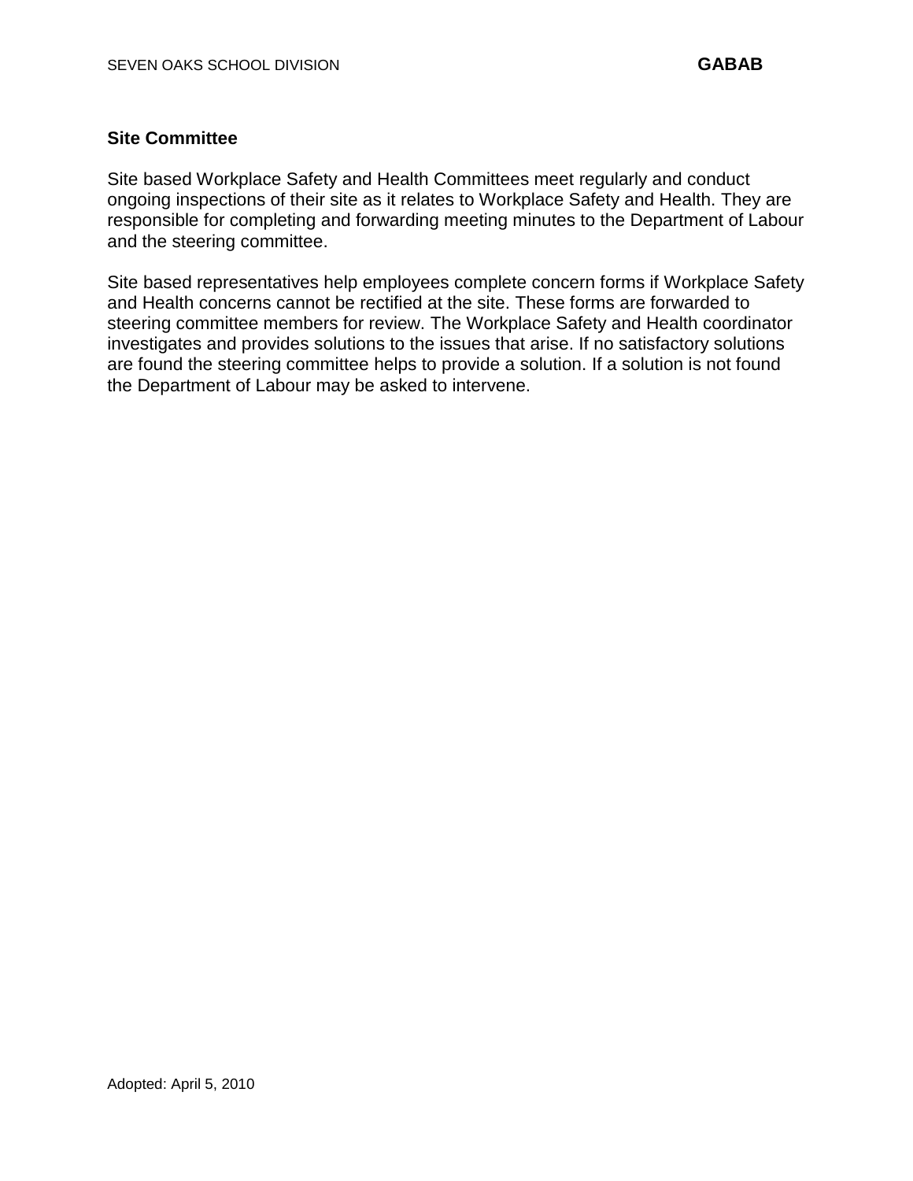## Site Committee

Site based Workplace Safety and Health Committees meet regularly and conduct ongoing inspections of their site as it relates to Workplace Safety and Health. They are responsible for completing and forwarding meeting minutes to the Department of Labour and the steering committee.

Site based representatives help employees complete concern forms if Workplace Safety and Health concerns cannot be rectified at the site. These forms are forwarded to steering committee members for review. The Workplace Safety and Health coordinator investigates and provides solutions to the issues that arise. If no satisfactory solutions are found the steering committee helps to provide a solution. If a solution is not found the Department of Labour may be asked to intervene.

Adopted: April 5, 2010